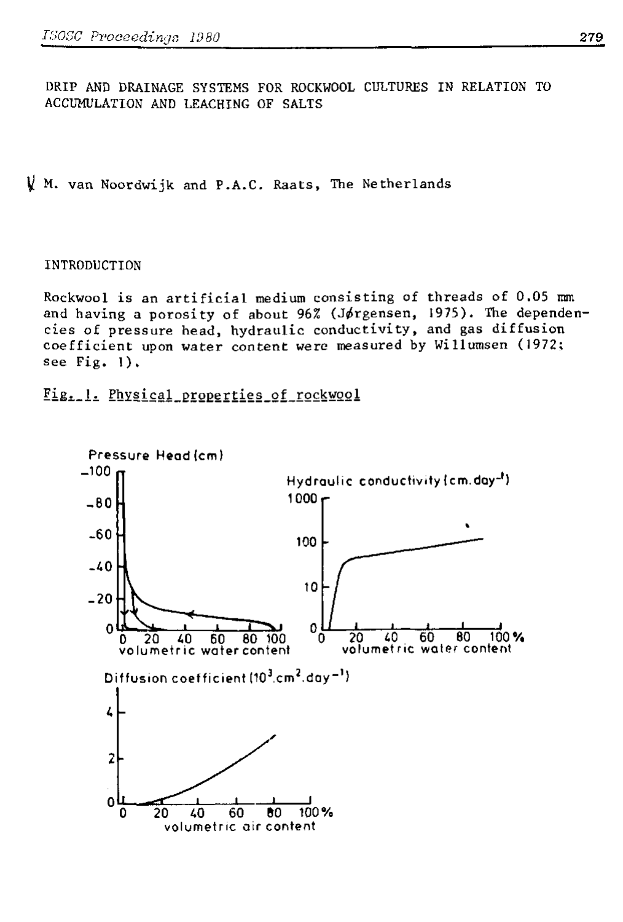# DRIP AND DRAINAGE SYSTEMS FOR ROCKWOOL CULTURES IN RELATION TO ACCUMULATION AND LEACHING OF SALTS

M. van Noordwijk and P.A.C. Raats, The Netherlands

## INTRODUCTION

Rockwool is an artificial medium consisting of threads of 0.05 mm and having a porosity of about 96% (Jørgensen, 1975). The dependencies of pressure head, hydraulic conductivity, and gas diffusion coefficient upon water content were measured by Willumsen (1972; see Fig. 1).

Fig. 1. Physical properties of rockwool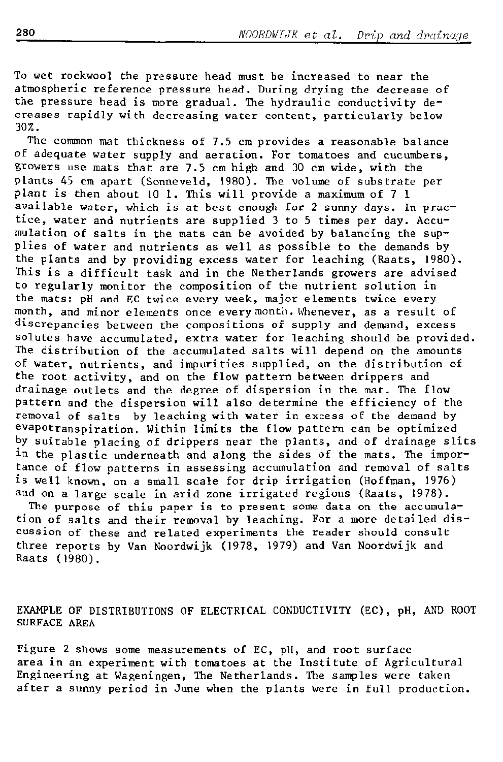To wet rockwool the pressure head must be increased to near the atmospheric reference pressure head. During drying the decrease of the pressure head is more gradual. The hydraulic conductivity decreases rapidly with decreasing water content, particularly below 30%.

The common mat thickness of 7.5 cm provides a reasonable balance of adequate water supply and aeration. For tomatoes and cucumbers, growers use mats that are 7.5 cm high and 30 cm wide, with the plants 45 cm apart (Sonneveld, 1980). The volume of substrate per plant is then about 10 l. This will provide a maximum of 7 l available water, which is at best enough for 2 sunny days. In practice, water and nutrients are supplied 3 to 5 times per day. Accumulation of salts in the mats can be avoided by balancing the supplies of water and nutrients as well as possible to the demands by the plants and by providing excess water for leaching (Raats, 1980). This is a difficult task and in the Netherlands growers are advised to regularly monitor the composition of the nutrient solution in the mats: pH and EC twice every week, major elements twice every month, and minor elements once every month. Whenever, as a result of discrepancies between the compositions of supply and demand, excess solutes have accumulated, extra water for leaching should be provided. The distribution of the accumulated salts will depend on the amounts of water, nutrients, and impurities supplied, on the distribution of the root activity, and on the flow pattern between drippers and drainage outlets and the degree of dispersion in the mat. The flow pattern and the dispersion will also determine the efficiency of the removal of salts by leaching with water in excess of the demand by evapotranspiration. Within limits the flow pattern can be optimized by suitable placing of drippers near the plants, and of drainage slits in the plastic underneath and along the sides of the mats. The importance of flow patterns in assessing accumulation and removal of salts is well known, on a small scale for drip irrigation (Hoffman, 1976) and on a large scale in arid zone irrigated regions (Raats, 1978).

The purpose of this paper is to present some data on the accumulation of salts and their removal by leaching. For a more detailed discussion of these and related experiments the reader should consult three reports by Van Noordwijk (1978, 1979) and Van Noordwijk and Raats (1980).

## EXAMPLE OF DISTRIBUTIONS OF ELECTRICAL CONDUCTIVITY (EC), pH, AND ROOT SURFACE AREA

Figure 2 shows some measurements of EC, pH, and root surface area in an experiment with tomatoes at the Institute of Agricultural Engineering at Wageningen, The Netherlands. The samples were taken after a sunny period in June when the plants were in full production.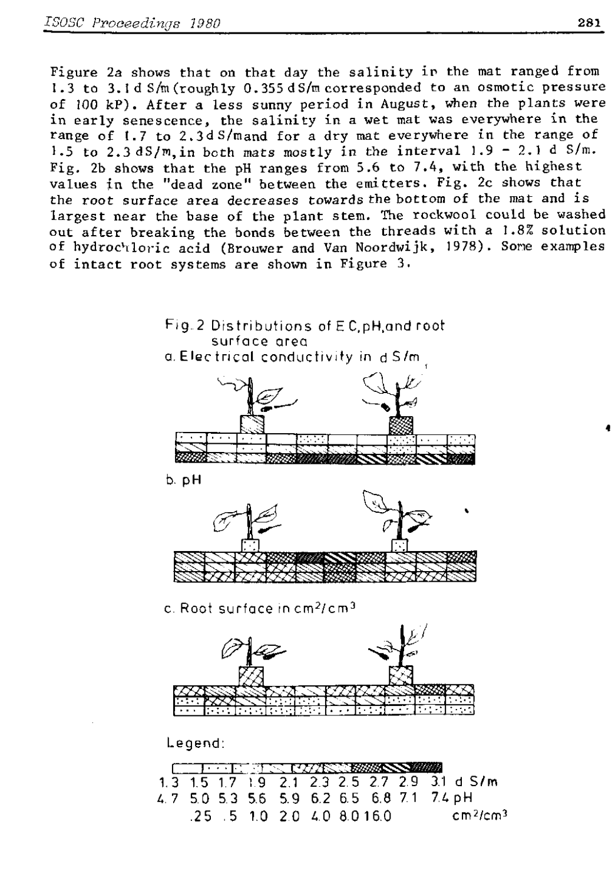Figure 2a shows that on that day the salinity in the mat ranged from 1.3 to 3.1 d S/m (roughly 0.355 d S/m corresponded to an osmotic pressure of 100 kP). After a less sunny period in August, when the plants were in early senescence, the salinity in a wet mat was everywhere in the range of 1.7 to 2.3 d S/m and for a dry mat everywhere in the range of 1.5 to 2.3 dS/m, in both mats mostly in the interval 1.9 - 2.1 d S/m. Fig. 2b shows that the pH ranges from 5.6 to 7.4, with the highest values in the "dead zone" between the emitters. Fig. 2c shows that the root surface area decreases towards the bottom of the mat and is largest near the base of the plant stem. The rockwool could be washed out after breaking the bonds between the threads with a 1.8% solution of hydrochloric acid (Brouwer and Van Noordwijk, 1978). Some examples of intact root systems are shown in Figure 3.

Fig. 2 Distributions of E C, pH, and root surface area

a. Electrical conductivity in d S/m

b. pH

c. Root surface in $cm^2/cm^3$

Legend:

1.3 1.5 1.7 1.9 2.1 2.3 2.5 2.7 2.9 3.1 d S/m

4.7 5.0 5.3 5.6 5.9 6.2 6.5 6.8 7.1 7.4 pH

.25 .5 1.0 2.0 4.0 8.0 16.0 $cm^2/cm^3$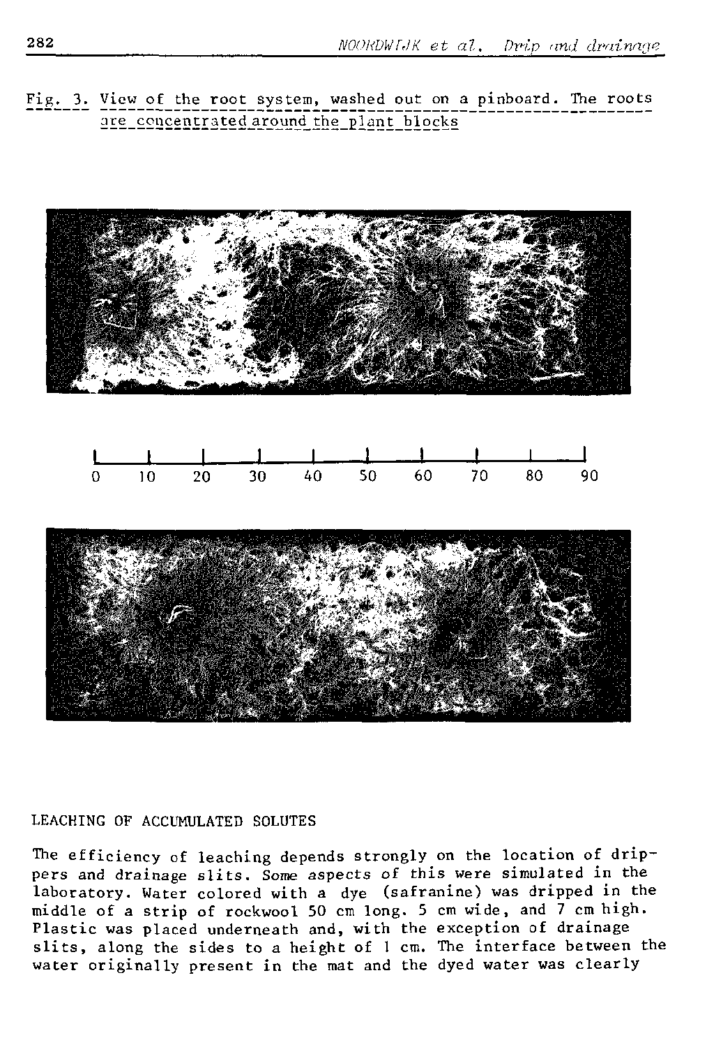Fig. 3. View of the root system, washed out on a pinboard. The roots are concentrated around the plant blocks

0 10 20 30 40 50 60 70 80 90

## LEACHING OF ACCUMULATED SOLUTES

The efficiency of leaching depends strongly on the location of drippers and drainage slits. Some aspects of this were simulated in the laboratory. Water colored with a dye (safranine) was dripped in the middle of a strip of rockwool 50 cm long. 5 cm wide, and 7 cm high. Plastic was placed underneath and, with the exception of drainage slits, along the sides to a height of 1 cm. The interface between the water originally present in the mat and the dyed water was clearly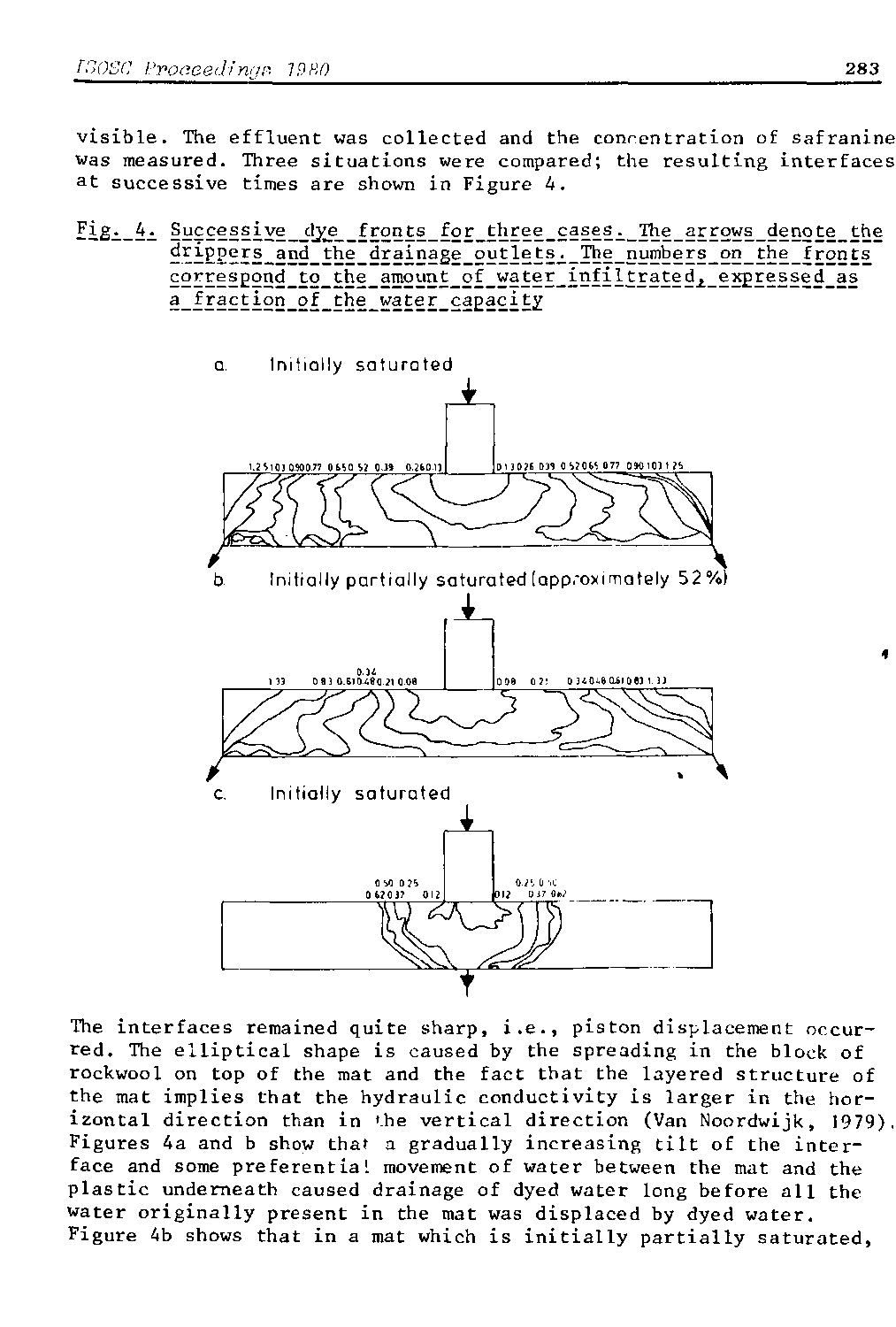visible. The effluent was collected and the concentration of safranine was measured. Three situations were compared; the resulting interfaces at successive times are shown in Figure 4.

Fig. 4. Successive dye fronts for three cases. The arrows denote the drippers and the drainage outlets. The numbers on the fronts correspond to the amount of water infiltrated, expressed as a fraction of the water capacity

a. Initially saturated

b. Initially partially saturated (approximately 52 %)

c. Initially saturated

The interfaces remained quite sharp, i.e., piston displacement occurred. The elliptical shape is caused by the spreading in the block of rockwool on top of the mat and the fact that the layered structure of the mat implies that the hydraulic conductivity is larger in the horizontal direction than in the vertical direction (Van Noordwijk, 1979). Figures 4a and b show that a gradually increasing tilt of the interface and some preferential movement of water between the mat and the plastic underneath caused drainage of dyed water long before all the water originally present in the mat was displaced by dyed water. Figure 4b shows that in a mat which is initially partially saturated,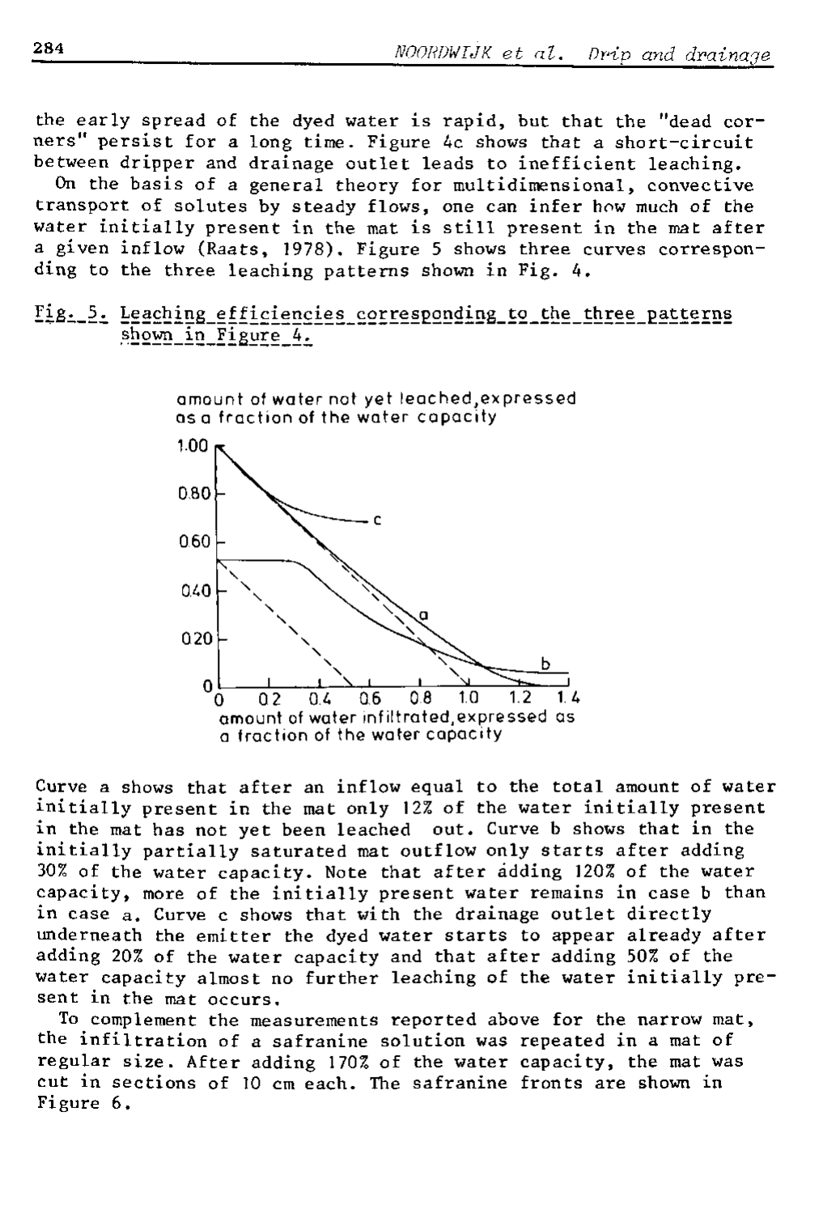the early spread of the dyed water is rapid, but that the "dead corners" persist for a long time. Figure 4c shows that a short-circuit between dripper and drainage outlet leads to inefficient leaching.

On the basis of a general theory for multidimensional, convective transport of solutes by steady flows, one can infer how much of the water initially present in the mat is still present in the mat after a given inflow (Raats, 1978). Figure 5 shows three curves corresponding to the three leaching patterns shown in Fig. 4.

Fig. 5. Leaching efficiencies corresponding to the three patterns shown in Figure 4.

Curve a shows that after an inflow equal to the total amount of water initially present in the mat only 12% of the water initially present in the mat has not yet been leached out. Curve b shows that in the initially partially saturated mat outflow only starts after adding 30% of the water capacity. Note that after adding 120% of the water capacity, more of the initially present water remains in case b than in case a. Curve c shows that with the drainage outlet directly underneath the emitter the dyed water starts to appear already after adding 20% of the water capacity and that after adding 50% of the water capacity almost no further leaching of the water initially present in the mat occurs.

To complement the measurements reported above for the narrow mat, the infiltration of a safranine solution was repeated in a mat of regular size. After adding 170% of the water capacity, the mat was cut in sections of 10 cm each. The safranine fronts are shown in Figure 6.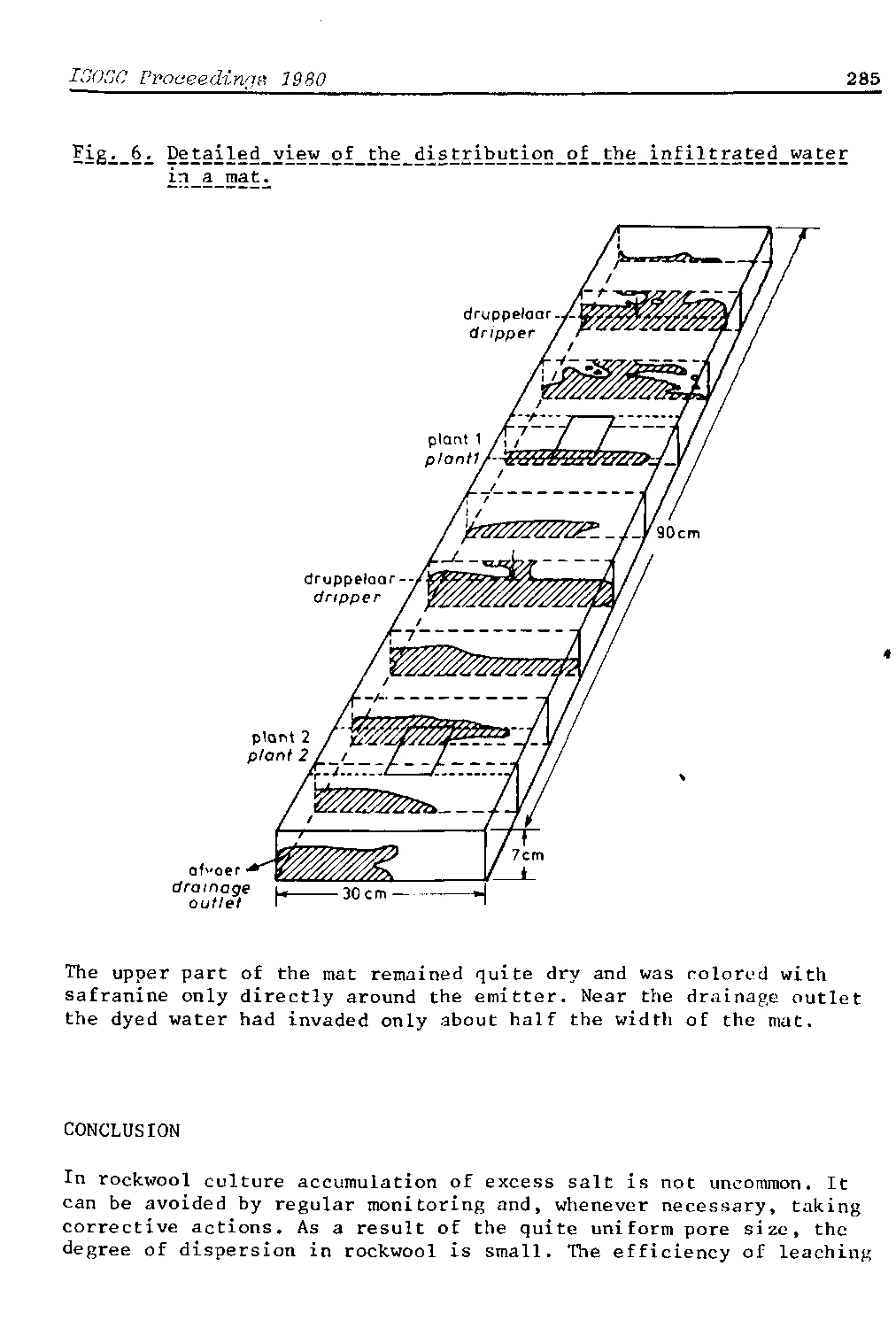Fig. 6. Detailed view of the distribution of the infiltrated water in a mat.

druppelaar
dripper

plant 1
plant1

90 cm

druppelaar
dripper

plant 2
plant 2

7cm

afvoer
drainage
outlet

30 cm

The upper part of the mat remained quite dry and was colored with safranine only directly around the emitter. Near the drainage outlet the dyed water had invaded only about half the width of the mat.

## CONCLUSION

In rockwool culture accumulation of excess salt is not uncommon. It can be avoided by regular monitoring and, whenever necessary, taking corrective actions. As a result of the quite uniform pore size, the degree of dispersion in rockwool is small. The efficiency of leaching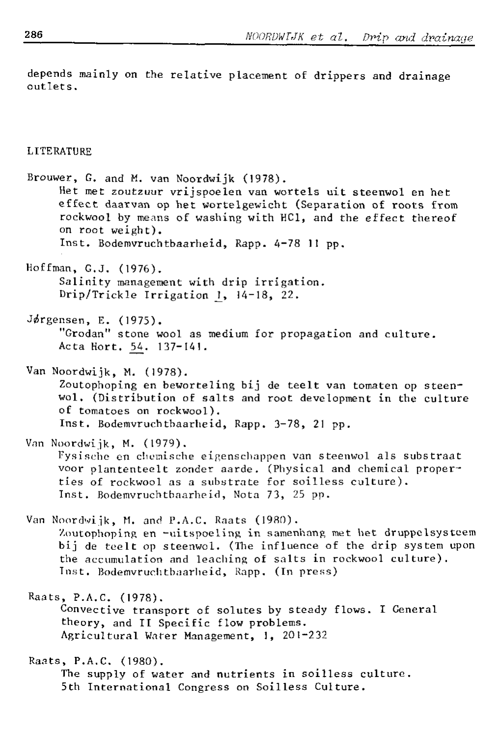depends mainly on the relative placement of drippers and drainage outlets.

## LITERATURE

Brouwer, G. and M. van Noordwijk (1978).
Het met zoutzuur vrijspoelen van wortels uit steenwol en het effect daarvan op het wortelgewicht (Separation of roots from rockwool by means of washing with HCl, and the effect thereof on root weight).
Inst. Bodemvruchtbaarheid, Rapp. 4-78 11 pp.

Hoffman, G.J. (1976).
Salinity management with drip irrigation.
Drip/Trickle Irrigation 1, 14-18, 22.

Jørgensen, E. (1975).
"Grodan" stone wool as medium for propagation and culture.
Acta Hort. 54. 137-141.

Van Noordwijk, M. (1978).
Zoutophoping en beworteling bij de teelt van tomaten op steenwol. (Distribution of salts and root development in the culture of tomatoes on rockwool).
Inst. Bodemvruchtbaarheid, Rapp. 3-78, 21 pp.

Van Noordwijk, M. (1979).
Fysische en chemische eigenschappen van steenwol als substraat voor plantenteelt zonder aarde. (Physical and chemical properties of rockwool as a substrate for soilless culture).
Inst. Bodemvruchtbaarheid, Nota 73, 25 pp.

Van Noordwijk, M. and P.A.C. Raats (1980).
Zoutophoping en -uitspoeling in samenhang met het druppelsysteem bij de teelt op steenwol. (The influence of the drip system upon the accumulation and leaching of salts in rockwool culture).
Inst. Bodemvruchtbaarheid, Rapp. (In press)

Raats, P.A.C. (1978).
Convective transport of solutes by steady flows. I General theory, and II Specific flow problems.
Agricultural Water Management, 1, 201-232

Raats, P.A.C. (1980).
The supply of water and nutrients in soilless culture.
5th International Congress on Soilless Culture.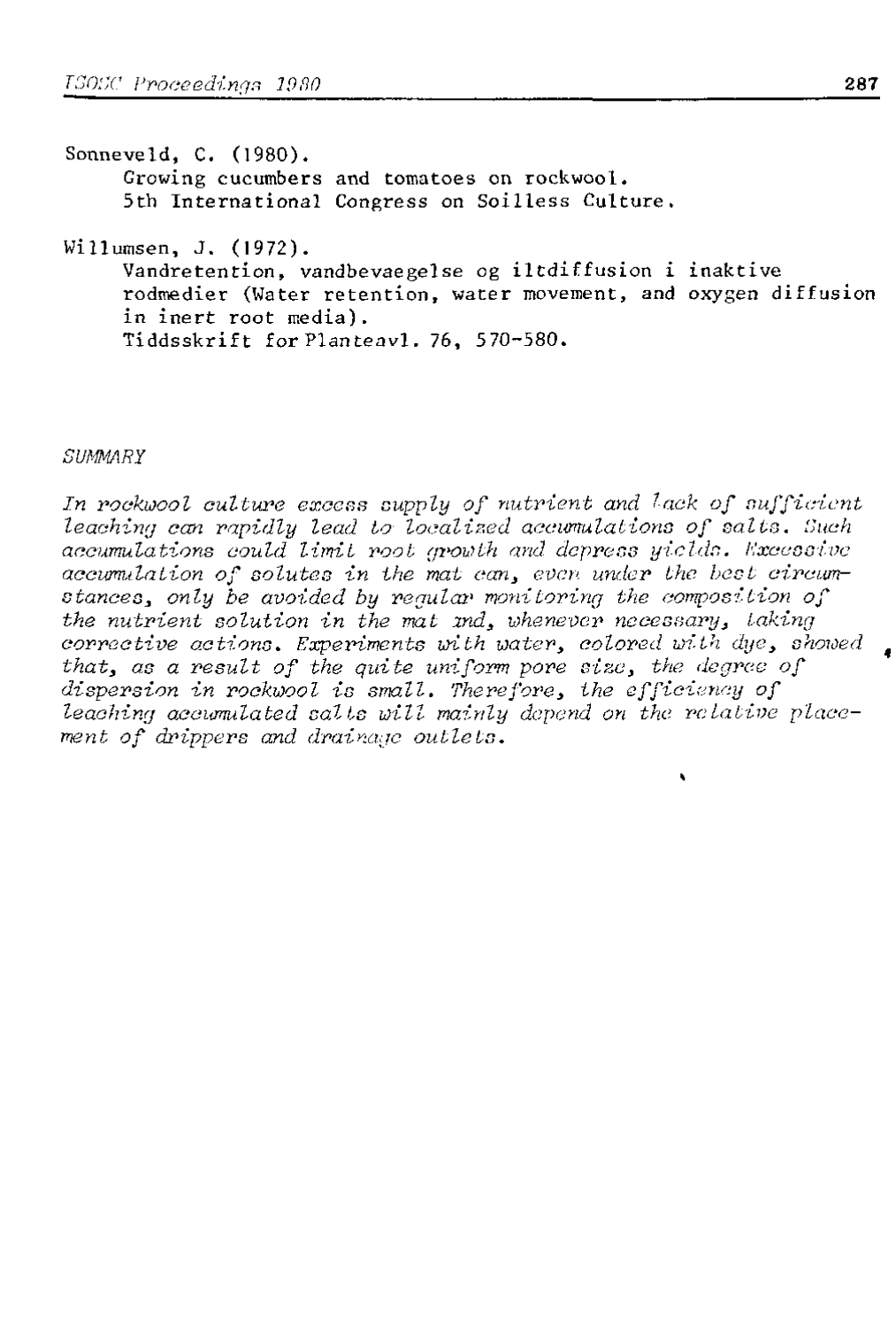Sonneveld, C. (1980).
Growing cucumbers and tomatoes on rockwool.
5th International Congress on Soilless Culture.

Willumsen, J. (1972).
Vandretention, vandbevaegelse og iltdiffusion i inaktive rodmedier (Water retention, water movement, and oxygen diffusion in inert root media).
Tiddsskrift for Planteavl. 76, 570-580.

## SUMMARY

*In rockwool culture excess supply of nutrient and lack of sufficient leaching can rapidly lead to localized accumulations of salts. Such accumulations could limit root growth and depress yields. Excessive accumulation of solutes in the mat can, even under the best circumstances, only be avoided by regular monitoring the composition of the nutrient solution in the mat and, whenever necessary, taking corrective actions. Experiments with water, colored with dye, showed that, as a result of the quite uniform pore size, the degree of dispersion in rockwool is small. Therefore, the efficiency of leaching accumulated salts will mainly depend on the relative placement of drippers and drainage outlets.*